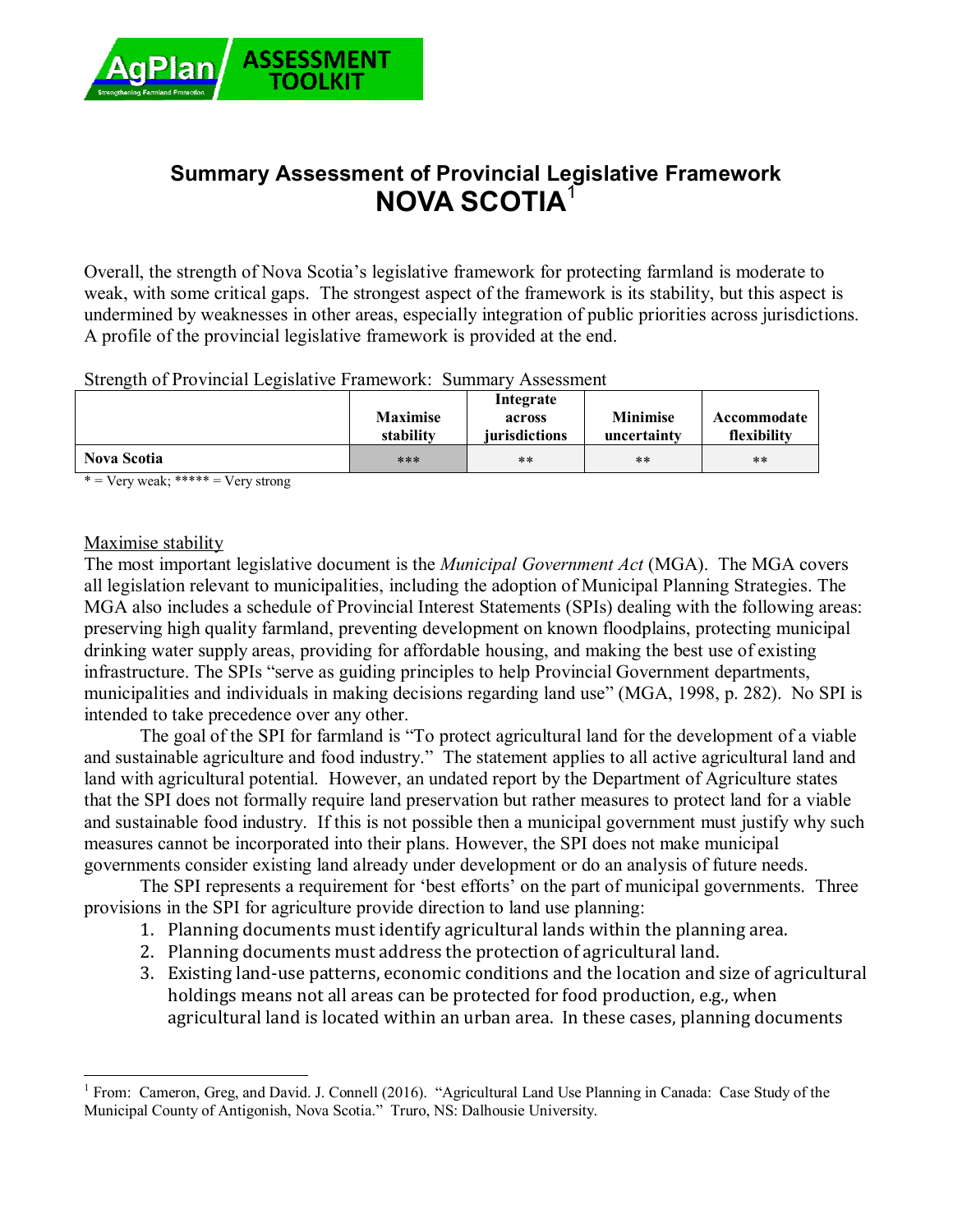# Summary Assessment of Provincial Legislative Framework
# NOVA SCOTIA[1]

Overall, the strength of Nova Scotia's legislative framework for protecting farmland is moderate to weak, with some critical gaps. The strongest aspect of the framework is its stability, but this aspect is undermined by weaknesses in other areas, especially integration of public priorities across jurisdictions. A profile of the provincial legislative framework is provided at the end.

Strength of Provincial Legislative Framework: Summary Assessment

| | Maximise stability | Integrate across jurisdictions | Minimise uncertainty | Accommodate flexibility |
|---|---|---|---|---|
| **Nova Scotia** | *** | ** | ** | ** |

* = Very weak; ***** = Very strong

Maximise stability

The most important legislative document is the *Municipal Government Act* (MGA). The MGA covers all legislation relevant to municipalities, including the adoption of Municipal Planning Strategies. The MGA also includes a schedule of Provincial Interest Statements (SPIs) dealing with the following areas: preserving high quality farmland, preventing development on known floodplains, protecting municipal drinking water supply areas, providing for affordable housing, and making the best use of existing infrastructure. The SPIs "serve as guiding principles to help Provincial Government departments, municipalities and individuals in making decisions regarding land use" (MGA, 1998, p. 282). No SPI is intended to take precedence over any other.

The goal of the SPI for farmland is "To protect agricultural land for the development of a viable and sustainable agriculture and food industry." The statement applies to all active agricultural land and land with agricultural potential. However, an undated report by the Department of Agriculture states that the SPI does not formally require land preservation but rather measures to protect land for a viable and sustainable food industry. If this is not possible then a municipal government must justify why such measures cannot be incorporated into their plans. However, the SPI does not make municipal governments consider existing land already under development or do an analysis of future needs.

The SPI represents a requirement for 'best efforts' on the part of municipal governments. Three provisions in the SPI for agriculture provide direction to land use planning:

1. Planning documents must identify agricultural lands within the planning area.
2. Planning documents must address the protection of agricultural land.
3. Existing land-use patterns, economic conditions and the location and size of agricultural holdings means not all areas can be protected for food production, e.g., when agricultural land is located within an urban area. In these cases, planning documents

[1] From: Cameron, Greg, and David. J. Connell (2016). "Agricultural Land Use Planning in Canada: Case Study of the Municipal County of Antigonish, Nova Scotia." Truro, NS: Dalhousie University.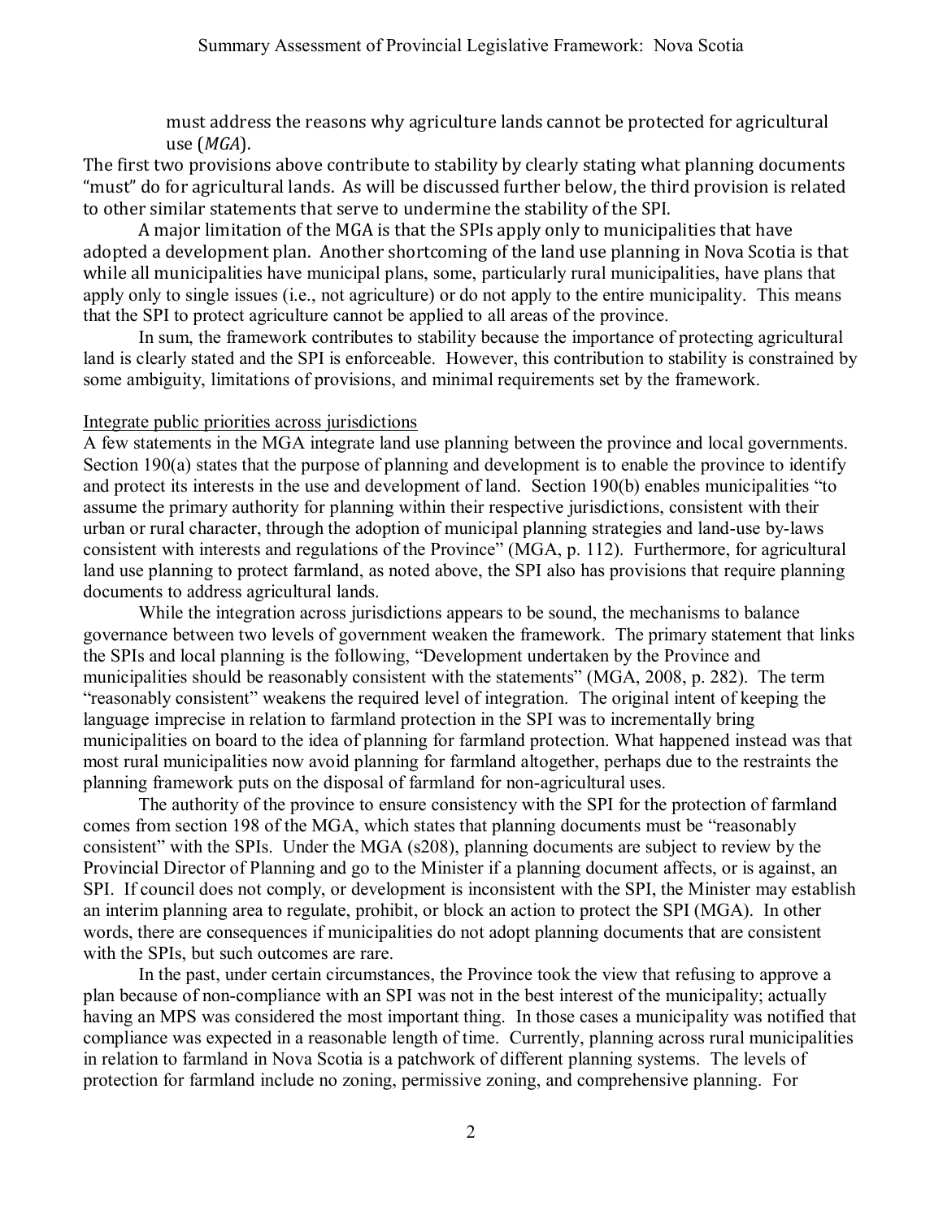must address the reasons why agriculture lands cannot be protected for agricultural use (*MGA*).

The first two provisions above contribute to stability by clearly stating what planning documents "must" do for agricultural lands. As will be discussed further below, the third provision is related to other similar statements that serve to undermine the stability of the SPI.

A major limitation of the MGA is that the SPIs apply only to municipalities that have adopted a development plan. Another shortcoming of the land use planning in Nova Scotia is that while all municipalities have municipal plans, some, particularly rural municipalities, have plans that apply only to single issues (i.e., not agriculture) or do not apply to the entire municipality. This means that the SPI to protect agriculture cannot be applied to all areas of the province.

In sum, the framework contributes to stability because the importance of protecting agricultural land is clearly stated and the SPI is enforceable. However, this contribution to stability is constrained by some ambiguity, limitations of provisions, and minimal requirements set by the framework.

Integrate public priorities across jurisdictions

A few statements in the MGA integrate land use planning between the province and local governments. Section 190(a) states that the purpose of planning and development is to enable the province to identify and protect its interests in the use and development of land. Section 190(b) enables municipalities "to assume the primary authority for planning within their respective jurisdictions, consistent with their urban or rural character, through the adoption of municipal planning strategies and land-use by-laws consistent with interests and regulations of the Province" (MGA, p. 112). Furthermore, for agricultural land use planning to protect farmland, as noted above, the SPI also has provisions that require planning documents to address agricultural lands.

While the integration across jurisdictions appears to be sound, the mechanisms to balance governance between two levels of government weaken the framework. The primary statement that links the SPIs and local planning is the following, "Development undertaken by the Province and municipalities should be reasonably consistent with the statements" (MGA, 2008, p. 282). The term "reasonably consistent" weakens the required level of integration. The original intent of keeping the language imprecise in relation to farmland protection in the SPI was to incrementally bring municipalities on board to the idea of planning for farmland protection. What happened instead was that most rural municipalities now avoid planning for farmland altogether, perhaps due to the restraints the planning framework puts on the disposal of farmland for non-agricultural uses.

The authority of the province to ensure consistency with the SPI for the protection of farmland comes from section 198 of the MGA, which states that planning documents must be "reasonably consistent" with the SPIs. Under the MGA (s208), planning documents are subject to review by the Provincial Director of Planning and go to the Minister if a planning document affects, or is against, an SPI. If council does not comply, or development is inconsistent with the SPI, the Minister may establish an interim planning area to regulate, prohibit, or block an action to protect the SPI (MGA). In other words, there are consequences if municipalities do not adopt planning documents that are consistent with the SPIs, but such outcomes are rare.

In the past, under certain circumstances, the Province took the view that refusing to approve a plan because of non-compliance with an SPI was not in the best interest of the municipality; actually having an MPS was considered the most important thing. In those cases a municipality was notified that compliance was expected in a reasonable length of time. Currently, planning across rural municipalities in relation to farmland in Nova Scotia is a patchwork of different planning systems. The levels of protection for farmland include no zoning, permissive zoning, and comprehensive planning. For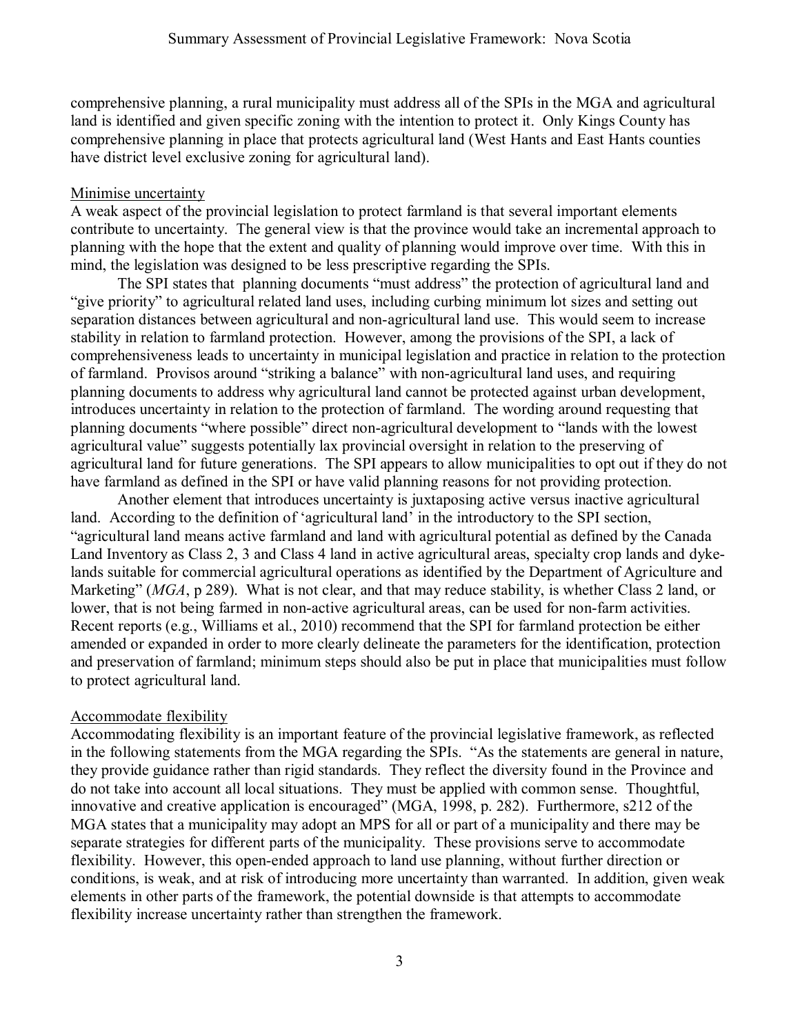comprehensive planning, a rural municipality must address all of the SPIs in the MGA and agricultural land is identified and given specific zoning with the intention to protect it. Only Kings County has comprehensive planning in place that protects agricultural land (West Hants and East Hants counties have district level exclusive zoning for agricultural land).

### Minimise uncertainty

A weak aspect of the provincial legislation to protect farmland is that several important elements contribute to uncertainty. The general view is that the province would take an incremental approach to planning with the hope that the extent and quality of planning would improve over time. With this in mind, the legislation was designed to be less prescriptive regarding the SPIs.

The SPI states that planning documents "must address" the protection of agricultural land and "give priority" to agricultural related land uses, including curbing minimum lot sizes and setting out separation distances between agricultural and non-agricultural land use. This would seem to increase stability in relation to farmland protection. However, among the provisions of the SPI, a lack of comprehensiveness leads to uncertainty in municipal legislation and practice in relation to the protection of farmland. Provisos around "striking a balance" with non-agricultural land uses, and requiring planning documents to address why agricultural land cannot be protected against urban development, introduces uncertainty in relation to the protection of farmland. The wording around requesting that planning documents "where possible" direct non-agricultural development to "lands with the lowest agricultural value" suggests potentially lax provincial oversight in relation to the preserving of agricultural land for future generations. The SPI appears to allow municipalities to opt out if they do not have farmland as defined in the SPI or have valid planning reasons for not providing protection.

Another element that introduces uncertainty is juxtaposing active versus inactive agricultural land. According to the definition of 'agricultural land' in the introductory to the SPI section, "agricultural land means active farmland and land with agricultural potential as defined by the Canada Land Inventory as Class 2, 3 and Class 4 land in active agricultural areas, specialty crop lands and dyke-lands suitable for commercial agricultural operations as identified by the Department of Agriculture and Marketing" (*MGA*, p 289). What is not clear, and that may reduce stability, is whether Class 2 land, or lower, that is not being farmed in non-active agricultural areas, can be used for non-farm activities. Recent reports (e.g., Williams et al., 2010) recommend that the SPI for farmland protection be either amended or expanded in order to more clearly delineate the parameters for the identification, protection and preservation of farmland; minimum steps should also be put in place that municipalities must follow to protect agricultural land.

### Accommodate flexibility

Accommodating flexibility is an important feature of the provincial legislative framework, as reflected in the following statements from the MGA regarding the SPIs. "As the statements are general in nature, they provide guidance rather than rigid standards. They reflect the diversity found in the Province and do not take into account all local situations. They must be applied with common sense. Thoughtful, innovative and creative application is encouraged" (MGA, 1998, p. 282). Furthermore, s212 of the MGA states that a municipality may adopt an MPS for all or part of a municipality and there may be separate strategies for different parts of the municipality. These provisions serve to accommodate flexibility. However, this open-ended approach to land use planning, without further direction or conditions, is weak, and at risk of introducing more uncertainty than warranted. In addition, given weak elements in other parts of the framework, the potential downside is that attempts to accommodate flexibility increase uncertainty rather than strengthen the framework.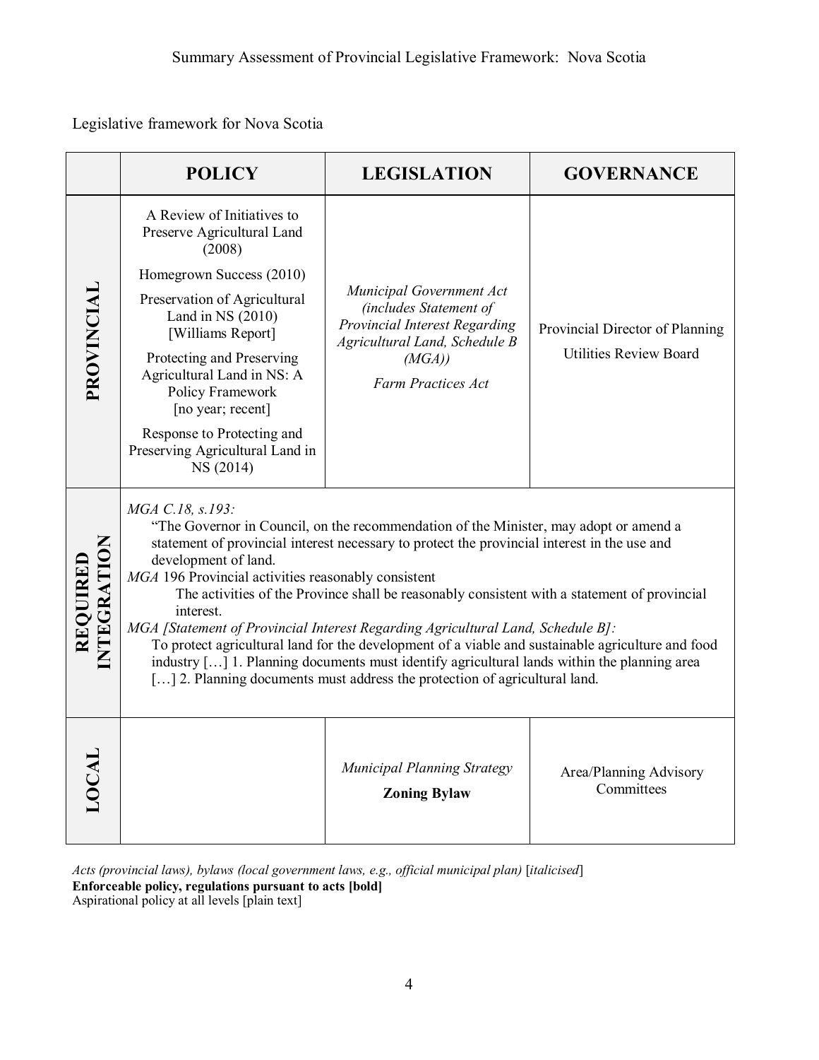Summary Assessment of Provincial Legislative Framework: Nova Scotia

Legislative framework for Nova Scotia

| | POLICY | LEGISLATION | GOVERNANCE |
|---|---|---|---|
| **PROVINCIAL** | A Review of Initiatives to Preserve Agricultural Land (2008)<br><br>Homegrown Success (2010)<br><br>Preservation of Agricultural Land in NS (2010) [Williams Report]<br><br>Protecting and Preserving Agricultural Land in NS: A Policy Framework [no year; recent]<br><br>Response to Protecting and Preserving Agricultural Land in NS (2014) | *Municipal Government Act (includes Statement of Provincial Interest Regarding Agricultural Land, Schedule B (MGA))*<br><br>*Farm Practices Act* | Provincial Director of Planning<br><br>Utilities Review Board |
| **REQUIRED INTEGRATION** | *MGA C.18, s.193:*<br>"The Governor in Council, on the recommendation of the Minister, may adopt or amend a statement of provincial interest necessary to protect the provincial interest in the use and development of land.<br>*MGA* 196 Provincial activities reasonably consistent<br>The activities of the Province shall be reasonably consistent with a statement of provincial interest.<br>*MGA [Statement of Provincial Interest Regarding Agricultural Land, Schedule B]:*<br>To protect agricultural land for the development of a viable and sustainable agriculture and food industry […] 1. Planning documents must identify agricultural lands within the planning area […] 2. Planning documents must address the protection of agricultural land. | | |
| **LOCAL** | | *Municipal Planning Strategy*<br><br>**Zoning Bylaw** | Area/Planning Advisory Committees |

*Acts (provincial laws), bylaws (local government laws, e.g., official municipal plan)* [*italicised*]
**Enforceable policy, regulations pursuant to acts [bold]**
Aspirational policy at all levels [plain text]